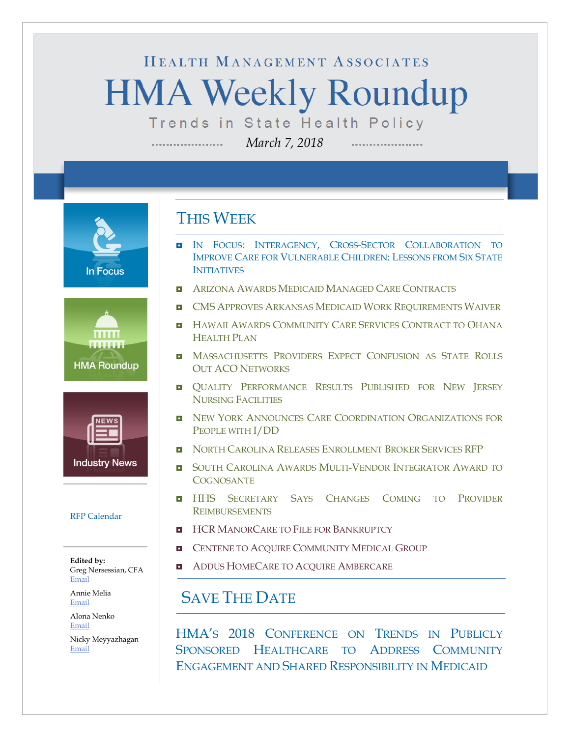HEALTH MANAGEMENT ASSOCIATES

# HMA Weekly Roundup

Trends in State Health Policy

*March 7, 2018*

In Focus

HMA Roundup

Industry News

RFP Calendar

**Edited by:**
Greg Nersessian, CFA
Email

Annie Melia
Email

Alona Nenko
Email

Nicky Meyyazhagan
Email

## THIS WEEK

- IN FOCUS: INTERAGENCY, CROSS-SECTOR COLLABORATION TO IMPROVE CARE FOR VULNERABLE CHILDREN: LESSONS FROM SIX STATE INITIATIVES
- ARIZONA AWARDS MEDICAID MANAGED CARE CONTRACTS
- CMS APPROVES ARKANSAS MEDICAID WORK REQUIREMENTS WAIVER
- HAWAII AWARDS COMMUNITY CARE SERVICES CONTRACT TO OHANA HEALTH PLAN
- MASSACHUSETTS PROVIDERS EXPECT CONFUSION AS STATE ROLLS OUT ACO NETWORKS
- QUALITY PERFORMANCE RESULTS PUBLISHED FOR NEW JERSEY NURSING FACILITIES
- NEW YORK ANNOUNCES CARE COORDINATION ORGANIZATIONS FOR PEOPLE WITH I/DD
- NORTH CAROLINA RELEASES ENROLLMENT BROKER SERVICES RFP
- SOUTH CAROLINA AWARDS MULTI-VENDOR INTEGRATOR AWARD TO COGNOSANTE
- HHS SECRETARY SAYS CHANGES COMING TO PROVIDER REIMBURSEMENTS
- HCR MANORCARE TO FILE FOR BANKRUPTCY
- CENTENE TO ACQUIRE COMMUNITY MEDICAL GROUP
- ADDUS HOMECARE TO ACQUIRE AMBERCARE

## SAVE THE DATE

HMA'S 2018 CONFERENCE ON TRENDS IN PUBLICLY SPONSORED HEALTHCARE TO ADDRESS COMMUNITY ENGAGEMENT AND SHARED RESPONSIBILITY IN MEDICAID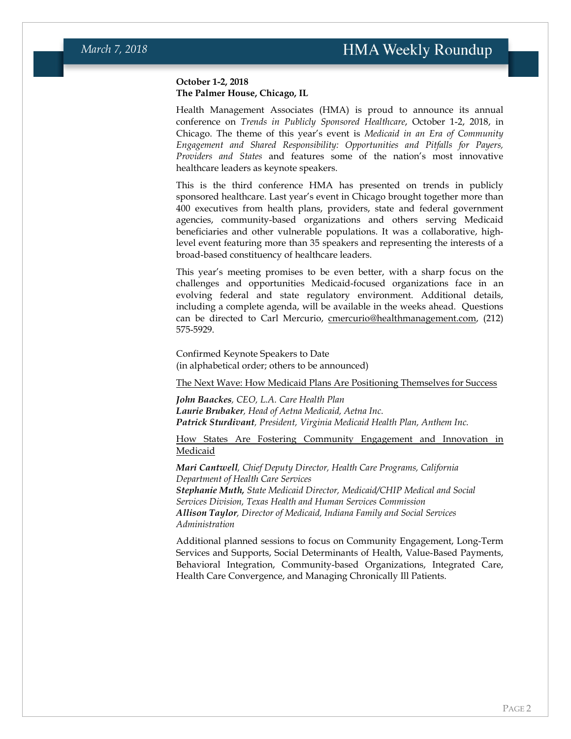**October 1-2, 2018**
**The Palmer House, Chicago, IL**

Health Management Associates (HMA) is proud to announce its annual conference on *Trends in Publicly Sponsored Healthcare*, October 1-2, 2018, in Chicago. The theme of this year's event is *Medicaid in an Era of Community Engagement and Shared Responsibility: Opportunities and Pitfalls for Payers, Providers and States* and features some of the nation's most innovative healthcare leaders as keynote speakers.

This is the third conference HMA has presented on trends in publicly sponsored healthcare. Last year's event in Chicago brought together more than 400 executives from health plans, providers, state and federal government agencies, community-based organizations and others serving Medicaid beneficiaries and other vulnerable populations. It was a collaborative, high-level event featuring more than 35 speakers and representing the interests of a broad-based constituency of healthcare leaders.

This year's meeting promises to be even better, with a sharp focus on the challenges and opportunities Medicaid-focused organizations face in an evolving federal and state regulatory environment. Additional details, including a complete agenda, will be available in the weeks ahead. Questions can be directed to Carl Mercurio, cmercurio@healthmanagement.com, (212) 575-5929.

Confirmed Keynote Speakers to Date
(in alphabetical order; others to be announced)

<u>The Next Wave: How Medicaid Plans Are Positioning Themselves for Success</u>

***John Baackes****, CEO, L.A. Care Health Plan*
***Laurie Brubaker****, Head of Aetna Medicaid, Aetna Inc.*
***Patrick Sturdivant****, President, Virginia Medicaid Health Plan, Anthem Inc.*

<u>How States Are Fostering Community Engagement and Innovation in Medicaid</u>

***Mari Cantwell****, Chief Deputy Director, Health Care Programs, California Department of Health Care Services*
***Stephanie Muth,*** *State Medicaid Director, Medicaid/CHIP Medical and Social Services Division, Texas Health and Human Services Commission*
***Allison Taylor****, Director of Medicaid, Indiana Family and Social Services Administration*

Additional planned sessions to focus on Community Engagement, Long-Term Services and Supports, Social Determinants of Health, Value-Based Payments, Behavioral Integration, Community-based Organizations, Integrated Care, Health Care Convergence, and Managing Chronically Ill Patients.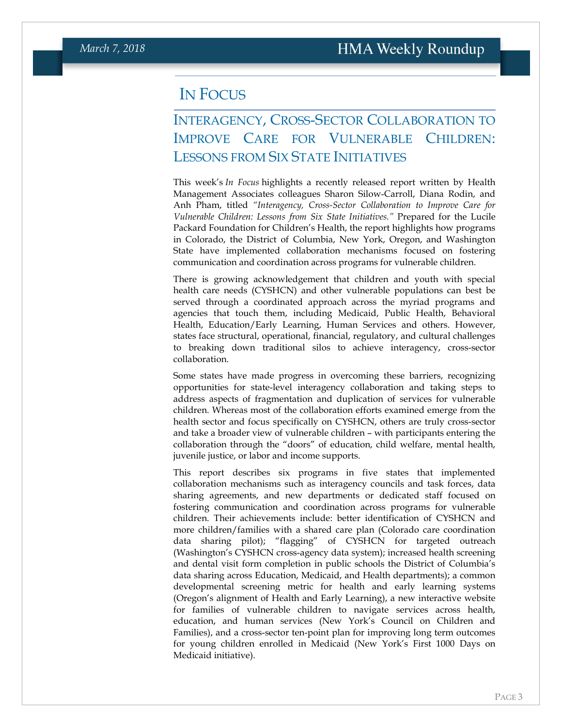# In Focus

## Interagency, Cross-Sector Collaboration to Improve Care for Vulnerable Children: Lessons from Six State Initiatives

This week's *In Focus* highlights a recently released report written by Health Management Associates colleagues Sharon Silow-Carroll, Diana Rodin, and Anh Pham, titled *"Interagency, Cross-Sector Collaboration to Improve Care for Vulnerable Children: Lessons from Six State Initiatives."* Prepared for the Lucile Packard Foundation for Children's Health, the report highlights how programs in Colorado, the District of Columbia, New York, Oregon, and Washington State have implemented collaboration mechanisms focused on fostering communication and coordination across programs for vulnerable children.

There is growing acknowledgement that children and youth with special health care needs (CYSHCN) and other vulnerable populations can best be served through a coordinated approach across the myriad programs and agencies that touch them, including Medicaid, Public Health, Behavioral Health, Education/Early Learning, Human Services and others. However, states face structural, operational, financial, regulatory, and cultural challenges to breaking down traditional silos to achieve interagency, cross-sector collaboration.

Some states have made progress in overcoming these barriers, recognizing opportunities for state-level interagency collaboration and taking steps to address aspects of fragmentation and duplication of services for vulnerable children. Whereas most of the collaboration efforts examined emerge from the health sector and focus specifically on CYSHCN, others are truly cross-sector and take a broader view of vulnerable children – with participants entering the collaboration through the "doors" of education, child welfare, mental health, juvenile justice, or labor and income supports.

This report describes six programs in five states that implemented collaboration mechanisms such as interagency councils and task forces, data sharing agreements, and new departments or dedicated staff focused on fostering communication and coordination across programs for vulnerable children. Their achievements include: better identification of CYSHCN and more children/families with a shared care plan (Colorado care coordination data sharing pilot); "flagging" of CYSHCN for targeted outreach (Washington's CYSHCN cross-agency data system); increased health screening and dental visit form completion in public schools the District of Columbia's data sharing across Education, Medicaid, and Health departments); a common developmental screening metric for health and early learning systems (Oregon's alignment of Health and Early Learning), a new interactive website for families of vulnerable children to navigate services across health, education, and human services (New York's Council on Children and Families), and a cross-sector ten-point plan for improving long term outcomes for young children enrolled in Medicaid (New York's First 1000 Days on Medicaid initiative).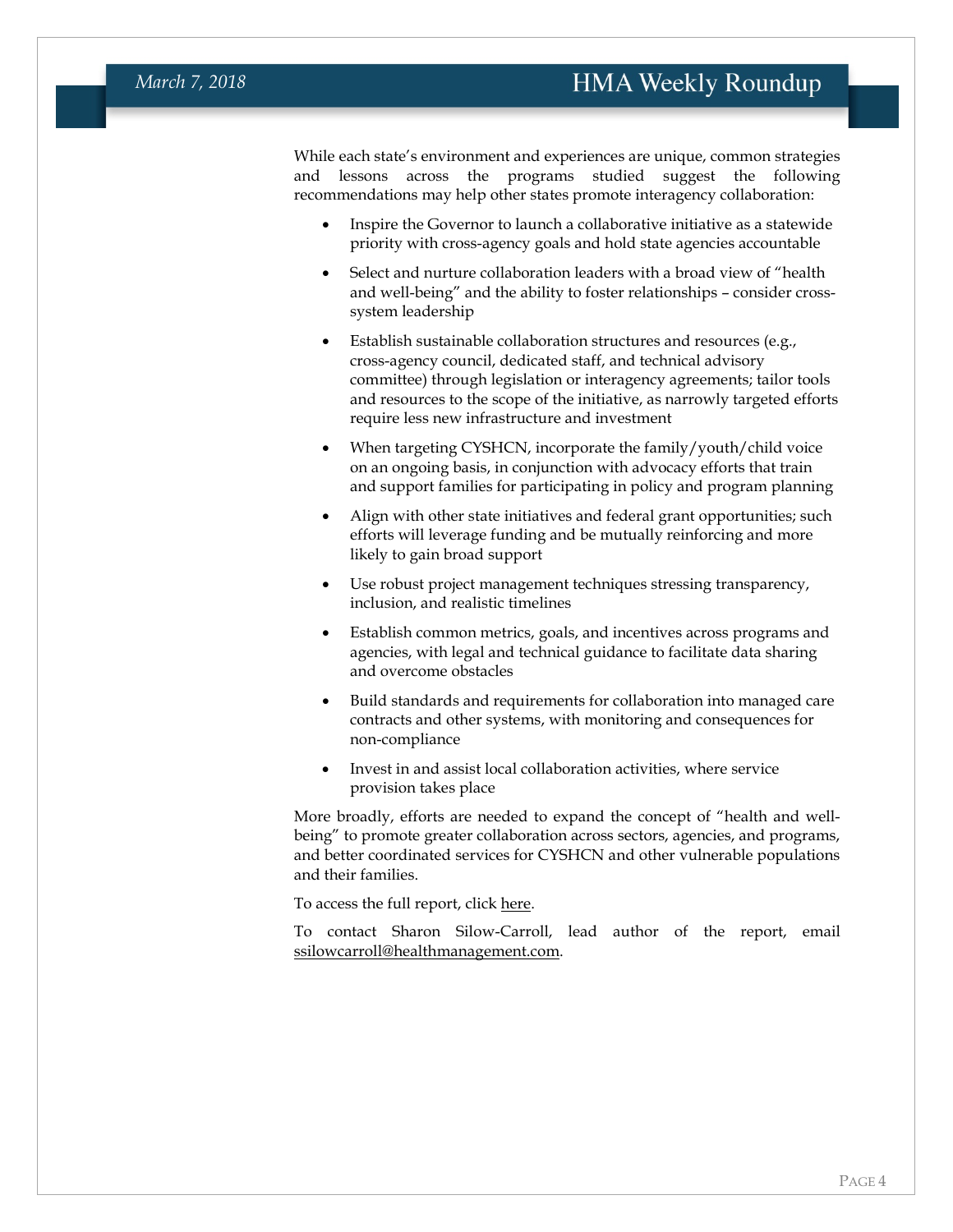While each state's environment and experiences are unique, common strategies and lessons across the programs studied suggest the following recommendations may help other states promote interagency collaboration:

- Inspire the Governor to launch a collaborative initiative as a statewide priority with cross-agency goals and hold state agencies accountable
- Select and nurture collaboration leaders with a broad view of "health and well-being" and the ability to foster relationships – consider cross-system leadership
- Establish sustainable collaboration structures and resources (e.g., cross-agency council, dedicated staff, and technical advisory committee) through legislation or interagency agreements; tailor tools and resources to the scope of the initiative, as narrowly targeted efforts require less new infrastructure and investment
- When targeting CYSHCN, incorporate the family/youth/child voice on an ongoing basis, in conjunction with advocacy efforts that train and support families for participating in policy and program planning
- Align with other state initiatives and federal grant opportunities; such efforts will leverage funding and be mutually reinforcing and more likely to gain broad support
- Use robust project management techniques stressing transparency, inclusion, and realistic timelines
- Establish common metrics, goals, and incentives across programs and agencies, with legal and technical guidance to facilitate data sharing and overcome obstacles
- Build standards and requirements for collaboration into managed care contracts and other systems, with monitoring and consequences for non-compliance
- Invest in and assist local collaboration activities, where service provision takes place

More broadly, efforts are needed to expand the concept of "health and well-being" to promote greater collaboration across sectors, agencies, and programs, and better coordinated services for CYSHCN and other vulnerable populations and their families.

To access the full report, click here.

To contact Sharon Silow-Carroll, lead author of the report, email ssilowcarroll@healthmanagement.com.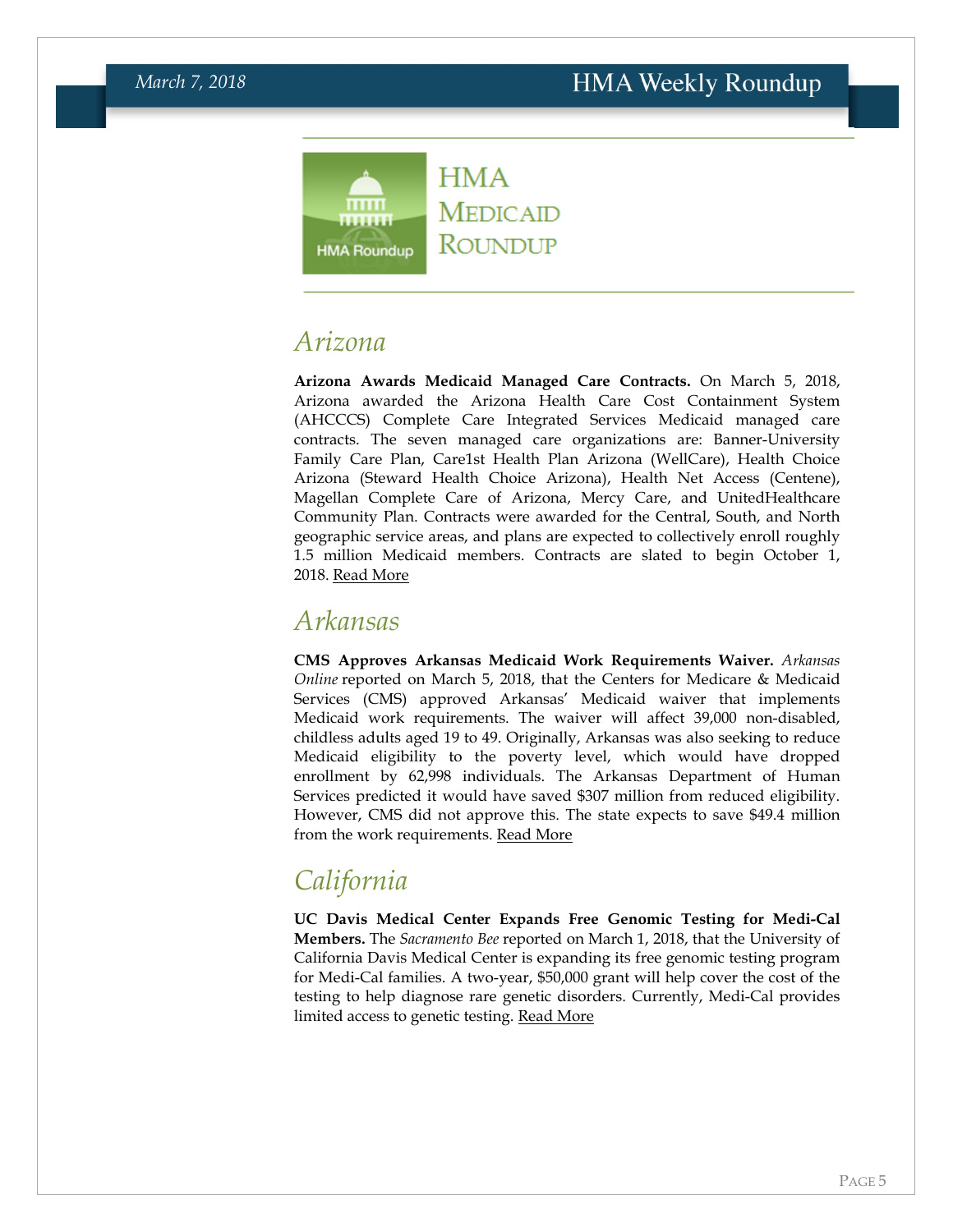# HMA Medicaid Roundup

## Arizona

**Arizona Awards Medicaid Managed Care Contracts.** On March 5, 2018, Arizona awarded the Arizona Health Care Cost Containment System (AHCCCS) Complete Care Integrated Services Medicaid managed care contracts. The seven managed care organizations are: Banner-University Family Care Plan, Care1st Health Plan Arizona (WellCare), Health Choice Arizona (Steward Health Choice Arizona), Health Net Access (Centene), Magellan Complete Care of Arizona, Mercy Care, and UnitedHealthcare Community Plan. Contracts were awarded for the Central, South, and North geographic service areas, and plans are expected to collectively enroll roughly 1.5 million Medicaid members. Contracts are slated to begin October 1, 2018. Read More

## Arkansas

**CMS Approves Arkansas Medicaid Work Requirements Waiver.** *Arkansas Online* reported on March 5, 2018, that the Centers for Medicare & Medicaid Services (CMS) approved Arkansas' Medicaid waiver that implements Medicaid work requirements. The waiver will affect 39,000 non-disabled, childless adults aged 19 to 49. Originally, Arkansas was also seeking to reduce Medicaid eligibility to the poverty level, which would have dropped enrollment by 62,998 individuals. The Arkansas Department of Human Services predicted it would have saved $307 million from reduced eligibility. However, CMS did not approve this. The state expects to save $49.4 million from the work requirements. Read More

## California

**UC Davis Medical Center Expands Free Genomic Testing for Medi-Cal Members.** The *Sacramento Bee* reported on March 1, 2018, that the University of California Davis Medical Center is expanding its free genomic testing program for Medi-Cal families. A two-year, $50,000 grant will help cover the cost of the testing to help diagnose rare genetic disorders. Currently, Medi-Cal provides limited access to genetic testing. Read More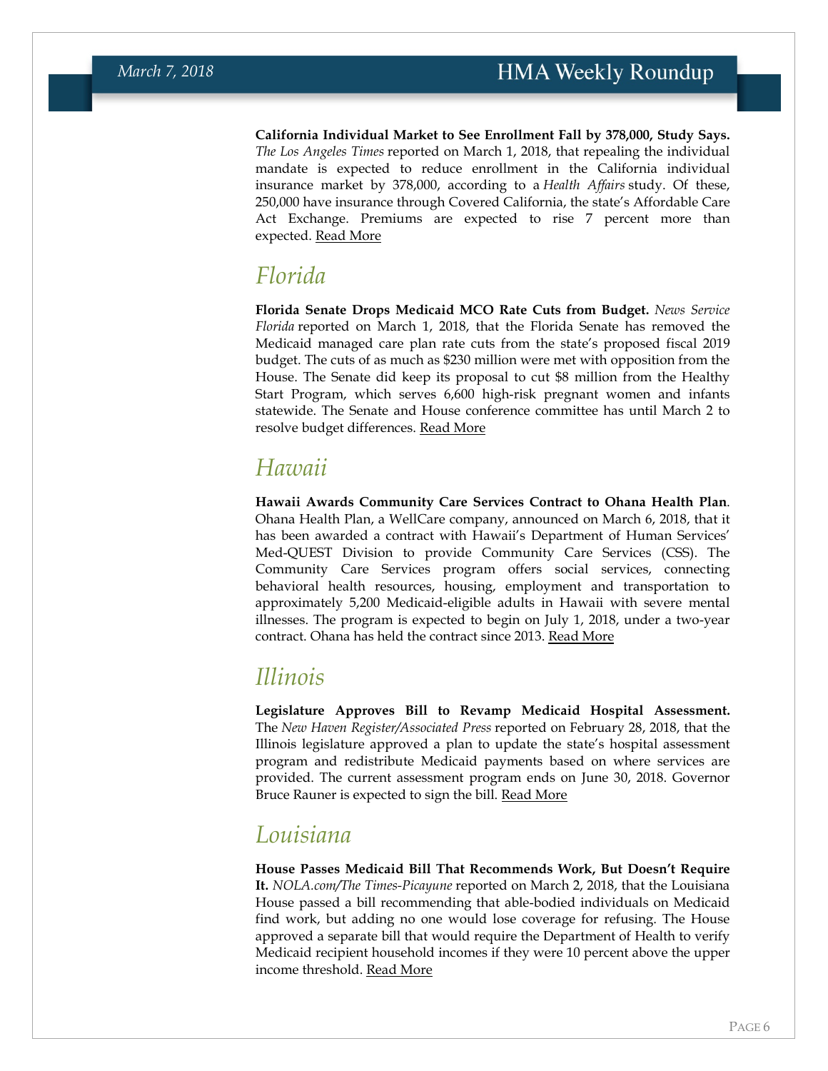**California Individual Market to See Enrollment Fall by 378,000, Study Says.** *The Los Angeles Times* reported on March 1, 2018, that repealing the individual mandate is expected to reduce enrollment in the California individual insurance market by 378,000, according to a *Health Affairs* study. Of these, 250,000 have insurance through Covered California, the state's Affordable Care Act Exchange. Premiums are expected to rise 7 percent more than expected. Read More

## Florida

**Florida Senate Drops Medicaid MCO Rate Cuts from Budget.** *News Service Florida* reported on March 1, 2018, that the Florida Senate has removed the Medicaid managed care plan rate cuts from the state's proposed fiscal 2019 budget. The cuts of as much as $230 million were met with opposition from the House. The Senate did keep its proposal to cut $8 million from the Healthy Start Program, which serves 6,600 high-risk pregnant women and infants statewide. The Senate and House conference committee has until March 2 to resolve budget differences. Read More

## Hawaii

**Hawaii Awards Community Care Services Contract to Ohana Health Plan**. Ohana Health Plan, a WellCare company, announced on March 6, 2018, that it has been awarded a contract with Hawaii's Department of Human Services' Med-QUEST Division to provide Community Care Services (CSS). The Community Care Services program offers social services, connecting behavioral health resources, housing, employment and transportation to approximately 5,200 Medicaid-eligible adults in Hawaii with severe mental illnesses. The program is expected to begin on July 1, 2018, under a two-year contract. Ohana has held the contract since 2013. Read More

## Illinois

**Legislature Approves Bill to Revamp Medicaid Hospital Assessment.** The *New Haven Register/Associated Press* reported on February 28, 2018, that the Illinois legislature approved a plan to update the state's hospital assessment program and redistribute Medicaid payments based on where services are provided. The current assessment program ends on June 30, 2018. Governor Bruce Rauner is expected to sign the bill. Read More

## Louisiana

**House Passes Medicaid Bill That Recommends Work, But Doesn't Require It.** *NOLA.com/The Times-Picayune* reported on March 2, 2018, that the Louisiana House passed a bill recommending that able-bodied individuals on Medicaid find work, but adding no one would lose coverage for refusing. The House approved a separate bill that would require the Department of Health to verify Medicaid recipient household incomes if they were 10 percent above the upper income threshold. Read More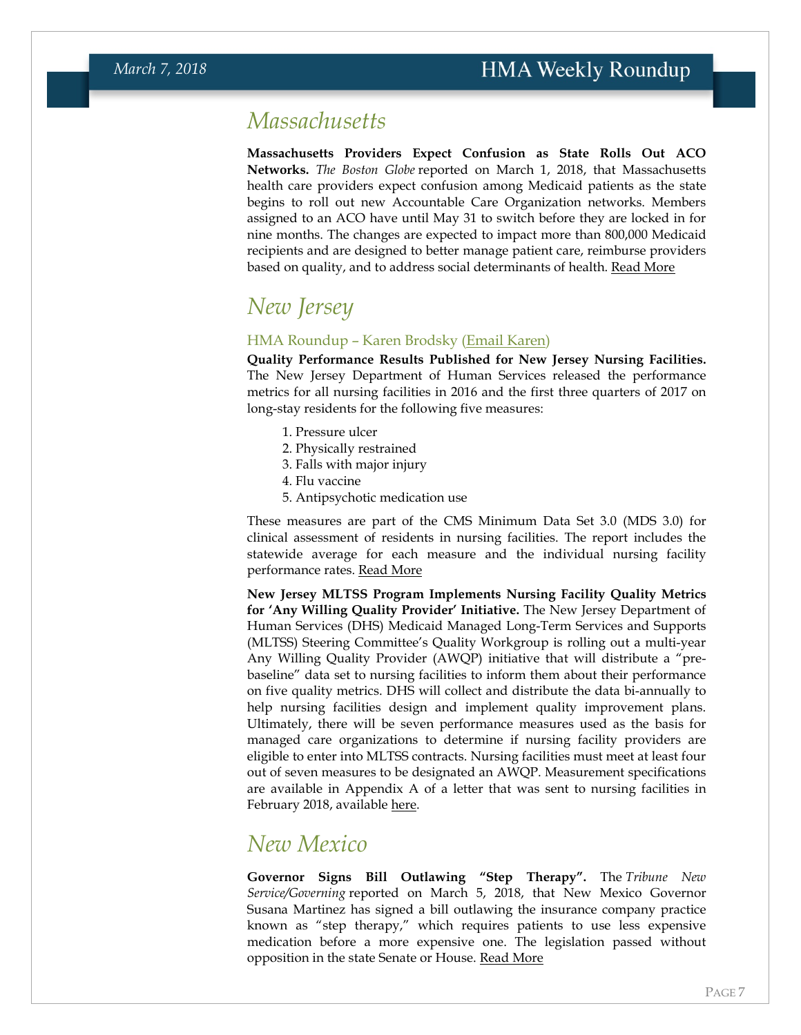## Massachusetts

**Massachusetts Providers Expect Confusion as State Rolls Out ACO Networks.** *The Boston Globe* reported on March 1, 2018, that Massachusetts health care providers expect confusion among Medicaid patients as the state begins to roll out new Accountable Care Organization networks. Members assigned to an ACO have until May 31 to switch before they are locked in for nine months. The changes are expected to impact more than 800,000 Medicaid recipients and are designed to better manage patient care, reimburse providers based on quality, and to address social determinants of health. Read More

## New Jersey

### HMA Roundup – Karen Brodsky (Email Karen)

**Quality Performance Results Published for New Jersey Nursing Facilities.** The New Jersey Department of Human Services released the performance metrics for all nursing facilities in 2016 and the first three quarters of 2017 on long-stay residents for the following five measures:

1. Pressure ulcer
2. Physically restrained
3. Falls with major injury
4. Flu vaccine
5. Antipsychotic medication use

These measures are part of the CMS Minimum Data Set 3.0 (MDS 3.0) for clinical assessment of residents in nursing facilities. The report includes the statewide average for each measure and the individual nursing facility performance rates. Read More

**New Jersey MLTSS Program Implements Nursing Facility Quality Metrics for 'Any Willing Quality Provider' Initiative.** The New Jersey Department of Human Services (DHS) Medicaid Managed Long-Term Services and Supports (MLTSS) Steering Committee's Quality Workgroup is rolling out a multi-year Any Willing Quality Provider (AWQP) initiative that will distribute a "pre-baseline" data set to nursing facilities to inform them about their performance on five quality metrics. DHS will collect and distribute the data bi-annually to help nursing facilities design and implement quality improvement plans. Ultimately, there will be seven performance measures used as the basis for managed care organizations to determine if nursing facility providers are eligible to enter into MLTSS contracts. Nursing facilities must meet at least four out of seven measures to be designated an AWQP. Measurement specifications are available in Appendix A of a letter that was sent to nursing facilities in February 2018, available here.

## New Mexico

**Governor Signs Bill Outlawing "Step Therapy".** The *Tribune New Service/Governing* reported on March 5, 2018, that New Mexico Governor Susana Martinez has signed a bill outlawing the insurance company practice known as "step therapy," which requires patients to use less expensive medication before a more expensive one. The legislation passed without opposition in the state Senate or House. Read More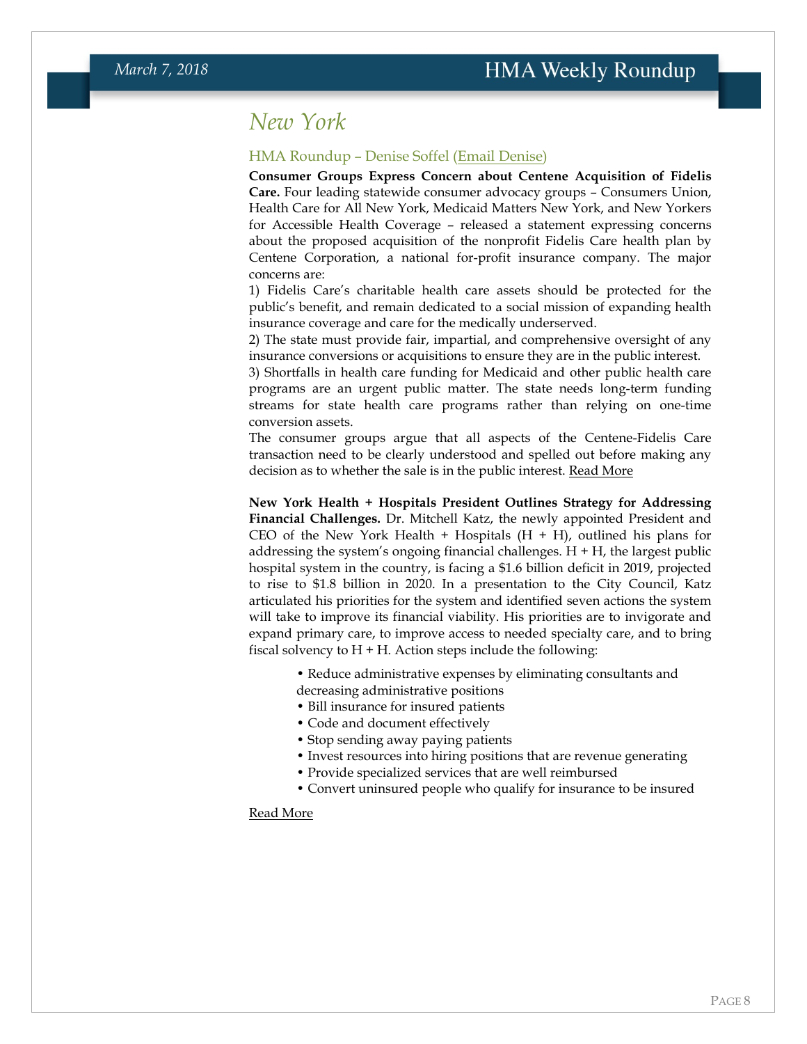# New York

## HMA Roundup – Denise Soffel (Email Denise)

**Consumer Groups Express Concern about Centene Acquisition of Fidelis Care.** Four leading statewide consumer advocacy groups – Consumers Union, Health Care for All New York, Medicaid Matters New York, and New Yorkers for Accessible Health Coverage – released a statement expressing concerns about the proposed acquisition of the nonprofit Fidelis Care health plan by Centene Corporation, a national for-profit insurance company. The major concerns are:

1) Fidelis Care's charitable health care assets should be protected for the public's benefit, and remain dedicated to a social mission of expanding health insurance coverage and care for the medically underserved.

2) The state must provide fair, impartial, and comprehensive oversight of any insurance conversions or acquisitions to ensure they are in the public interest.

3) Shortfalls in health care funding for Medicaid and other public health care programs are an urgent public matter. The state needs long-term funding streams for state health care programs rather than relying on one-time conversion assets.

The consumer groups argue that all aspects of the Centene-Fidelis Care transaction need to be clearly understood and spelled out before making any decision as to whether the sale is in the public interest. Read More

**New York Health + Hospitals President Outlines Strategy for Addressing Financial Challenges.** Dr. Mitchell Katz, the newly appointed President and CEO of the New York Health + Hospitals (H + H), outlined his plans for addressing the system's ongoing financial challenges. H + H, the largest public hospital system in the country, is facing a $1.6 billion deficit in 2019, projected to rise to $1.8 billion in 2020. In a presentation to the City Council, Katz articulated his priorities for the system and identified seven actions the system will take to improve its financial viability. His priorities are to invigorate and expand primary care, to improve access to needed specialty care, and to bring fiscal solvency to H + H. Action steps include the following:

- Reduce administrative expenses by eliminating consultants and decreasing administrative positions
- Bill insurance for insured patients
- Code and document effectively
- Stop sending away paying patients
- Invest resources into hiring positions that are revenue generating
- Provide specialized services that are well reimbursed
- Convert uninsured people who qualify for insurance to be insured

Read More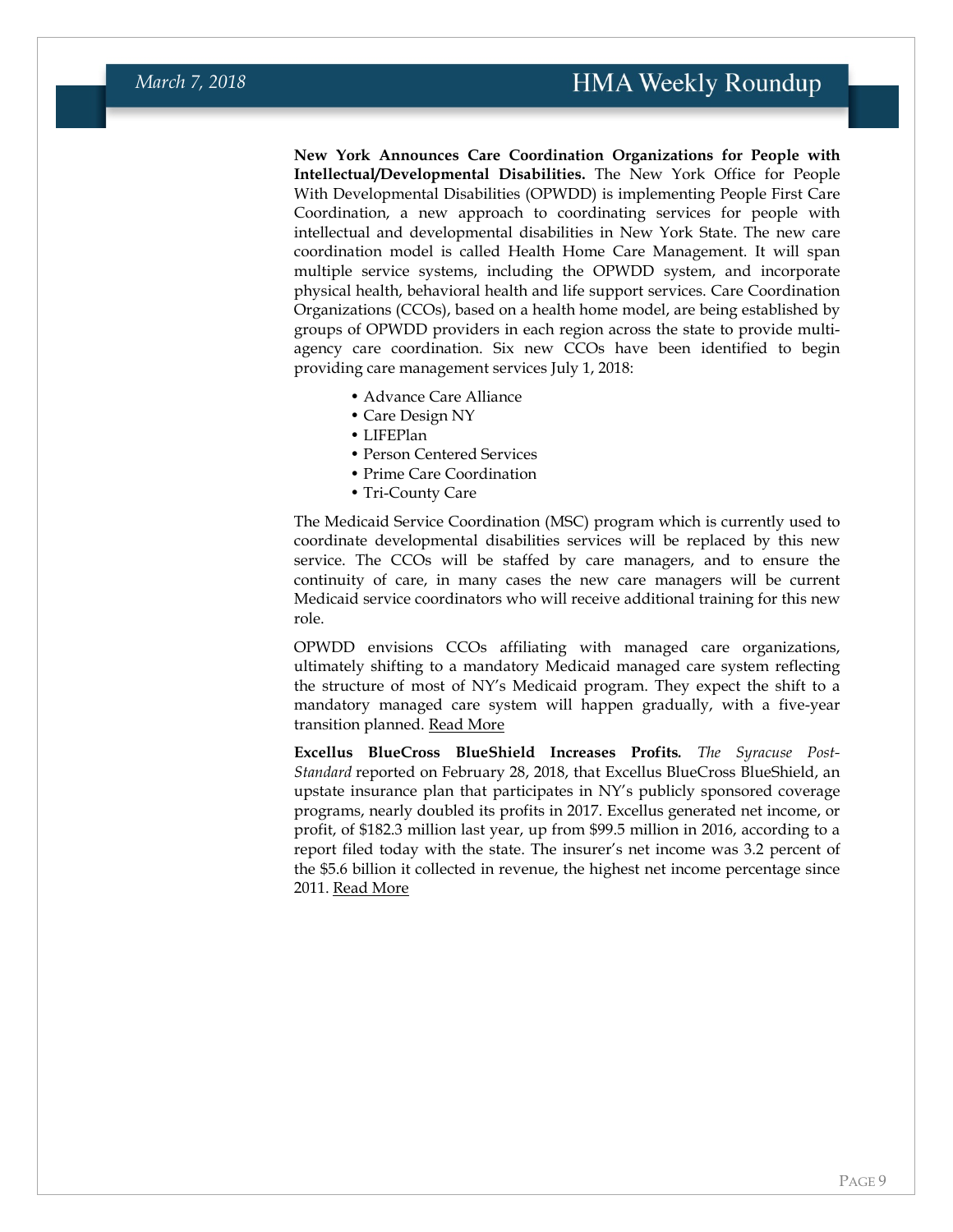**New York Announces Care Coordination Organizations for People with Intellectual/Developmental Disabilities.** The New York Office for People With Developmental Disabilities (OPWDD) is implementing People First Care Coordination, a new approach to coordinating services for people with intellectual and developmental disabilities in New York State. The new care coordination model is called Health Home Care Management. It will span multiple service systems, including the OPWDD system, and incorporate physical health, behavioral health and life support services. Care Coordination Organizations (CCOs), based on a health home model, are being established by groups of OPWDD providers in each region across the state to provide multi-agency care coordination. Six new CCOs have been identified to begin providing care management services July 1, 2018:

- Advance Care Alliance
- Care Design NY
- LIFEPlan
- Person Centered Services
- Prime Care Coordination
- Tri-County Care

The Medicaid Service Coordination (MSC) program which is currently used to coordinate developmental disabilities services will be replaced by this new service. The CCOs will be staffed by care managers, and to ensure the continuity of care, in many cases the new care managers will be current Medicaid service coordinators who will receive additional training for this new role.

OPWDD envisions CCOs affiliating with managed care organizations, ultimately shifting to a mandatory Medicaid managed care system reflecting the structure of most of NY's Medicaid program. They expect the shift to a mandatory managed care system will happen gradually, with a five-year transition planned. Read More

**Excellus BlueCross BlueShield Increases Profits.** *The Syracuse Post-Standard* reported on February 28, 2018, that Excellus BlueCross BlueShield, an upstate insurance plan that participates in NY's publicly sponsored coverage programs, nearly doubled its profits in 2017. Excellus generated net income, or profit, of $182.3 million last year, up from $99.5 million in 2016, according to a report filed today with the state. The insurer's net income was 3.2 percent of the $5.6 billion it collected in revenue, the highest net income percentage since 2011. Read More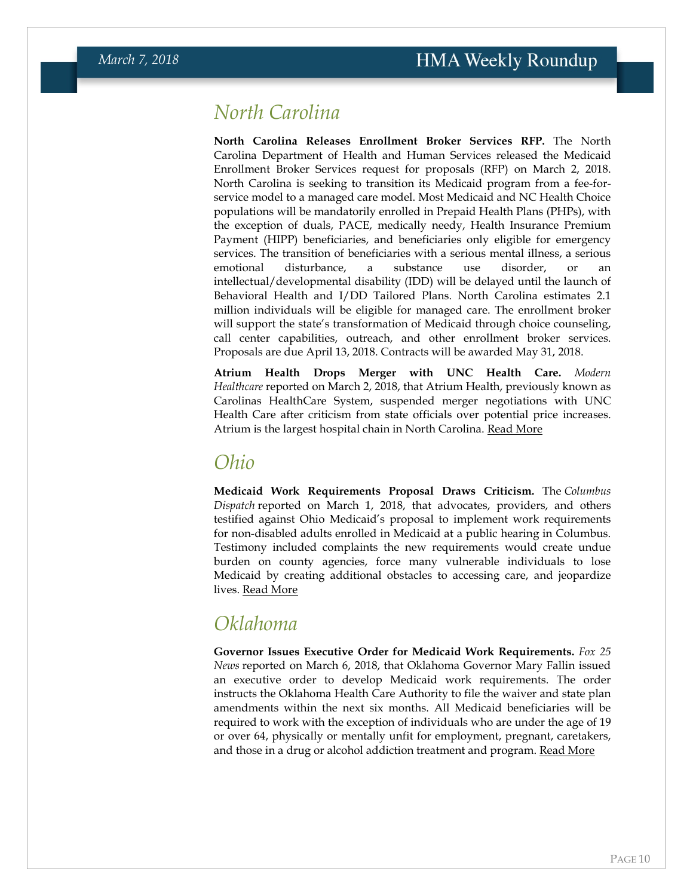## North Carolina

**North Carolina Releases Enrollment Broker Services RFP.** The North Carolina Department of Health and Human Services released the Medicaid Enrollment Broker Services request for proposals (RFP) on March 2, 2018. North Carolina is seeking to transition its Medicaid program from a fee-for-service model to a managed care model. Most Medicaid and NC Health Choice populations will be mandatorily enrolled in Prepaid Health Plans (PHPs), with the exception of duals, PACE, medically needy, Health Insurance Premium Payment (HIPP) beneficiaries, and beneficiaries only eligible for emergency services. The transition of beneficiaries with a serious mental illness, a serious emotional disturbance, a substance use disorder, or an intellectual/developmental disability (IDD) will be delayed until the launch of Behavioral Health and I/DD Tailored Plans. North Carolina estimates 2.1 million individuals will be eligible for managed care. The enrollment broker will support the state's transformation of Medicaid through choice counseling, call center capabilities, outreach, and other enrollment broker services. Proposals are due April 13, 2018. Contracts will be awarded May 31, 2018.

**Atrium Health Drops Merger with UNC Health Care.** *Modern Healthcare* reported on March 2, 2018, that Atrium Health, previously known as Carolinas HealthCare System, suspended merger negotiations with UNC Health Care after criticism from state officials over potential price increases. Atrium is the largest hospital chain in North Carolina. Read More

## Ohio

**Medicaid Work Requirements Proposal Draws Criticism.** The *Columbus Dispatch* reported on March 1, 2018, that advocates, providers, and others testified against Ohio Medicaid's proposal to implement work requirements for non-disabled adults enrolled in Medicaid at a public hearing in Columbus. Testimony included complaints the new requirements would create undue burden on county agencies, force many vulnerable individuals to lose Medicaid by creating additional obstacles to accessing care, and jeopardize lives. Read More

## Oklahoma

**Governor Issues Executive Order for Medicaid Work Requirements.** *Fox 25 News* reported on March 6, 2018, that Oklahoma Governor Mary Fallin issued an executive order to develop Medicaid work requirements. The order instructs the Oklahoma Health Care Authority to file the waiver and state plan amendments within the next six months. All Medicaid beneficiaries will be required to work with the exception of individuals who are under the age of 19 or over 64, physically or mentally unfit for employment, pregnant, caretakers, and those in a drug or alcohol addiction treatment and program. Read More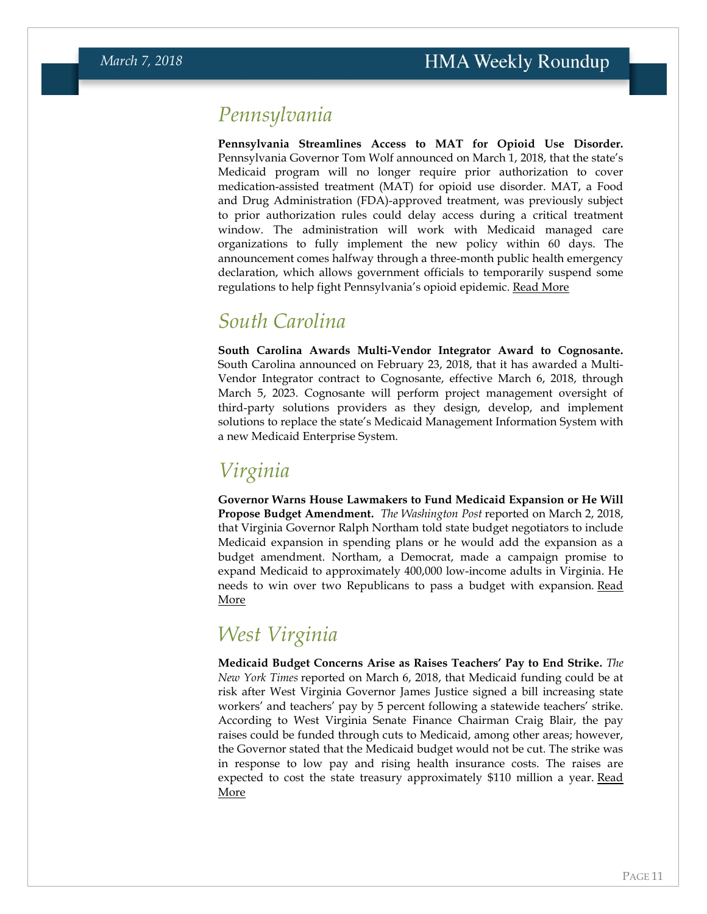## Pennsylvania

**Pennsylvania Streamlines Access to MAT for Opioid Use Disorder.** Pennsylvania Governor Tom Wolf announced on March 1, 2018, that the state's Medicaid program will no longer require prior authorization to cover medication-assisted treatment (MAT) for opioid use disorder. MAT, a Food and Drug Administration (FDA)-approved treatment, was previously subject to prior authorization rules could delay access during a critical treatment window. The administration will work with Medicaid managed care organizations to fully implement the new policy within 60 days. The announcement comes halfway through a three-month public health emergency declaration, which allows government officials to temporarily suspend some regulations to help fight Pennsylvania's opioid epidemic. Read More

## South Carolina

**South Carolina Awards Multi-Vendor Integrator Award to Cognosante.** South Carolina announced on February 23, 2018, that it has awarded a Multi-Vendor Integrator contract to Cognosante, effective March 6, 2018, through March 5, 2023. Cognosante will perform project management oversight of third-party solutions providers as they design, develop, and implement solutions to replace the state's Medicaid Management Information System with a new Medicaid Enterprise System.

## Virginia

**Governor Warns House Lawmakers to Fund Medicaid Expansion or He Will Propose Budget Amendment.** *The Washington Post* reported on March 2, 2018, that Virginia Governor Ralph Northam told state budget negotiators to include Medicaid expansion in spending plans or he would add the expansion as a budget amendment. Northam, a Democrat, made a campaign promise to expand Medicaid to approximately 400,000 low-income adults in Virginia. He needs to win over two Republicans to pass a budget with expansion. Read More

## West Virginia

**Medicaid Budget Concerns Arise as Raises Teachers' Pay to End Strike.** *The New York Times* reported on March 6, 2018, that Medicaid funding could be at risk after West Virginia Governor James Justice signed a bill increasing state workers' and teachers' pay by 5 percent following a statewide teachers' strike. According to West Virginia Senate Finance Chairman Craig Blair, the pay raises could be funded through cuts to Medicaid, among other areas; however, the Governor stated that the Medicaid budget would not be cut. The strike was in response to low pay and rising health insurance costs. The raises are expected to cost the state treasury approximately $110 million a year. Read More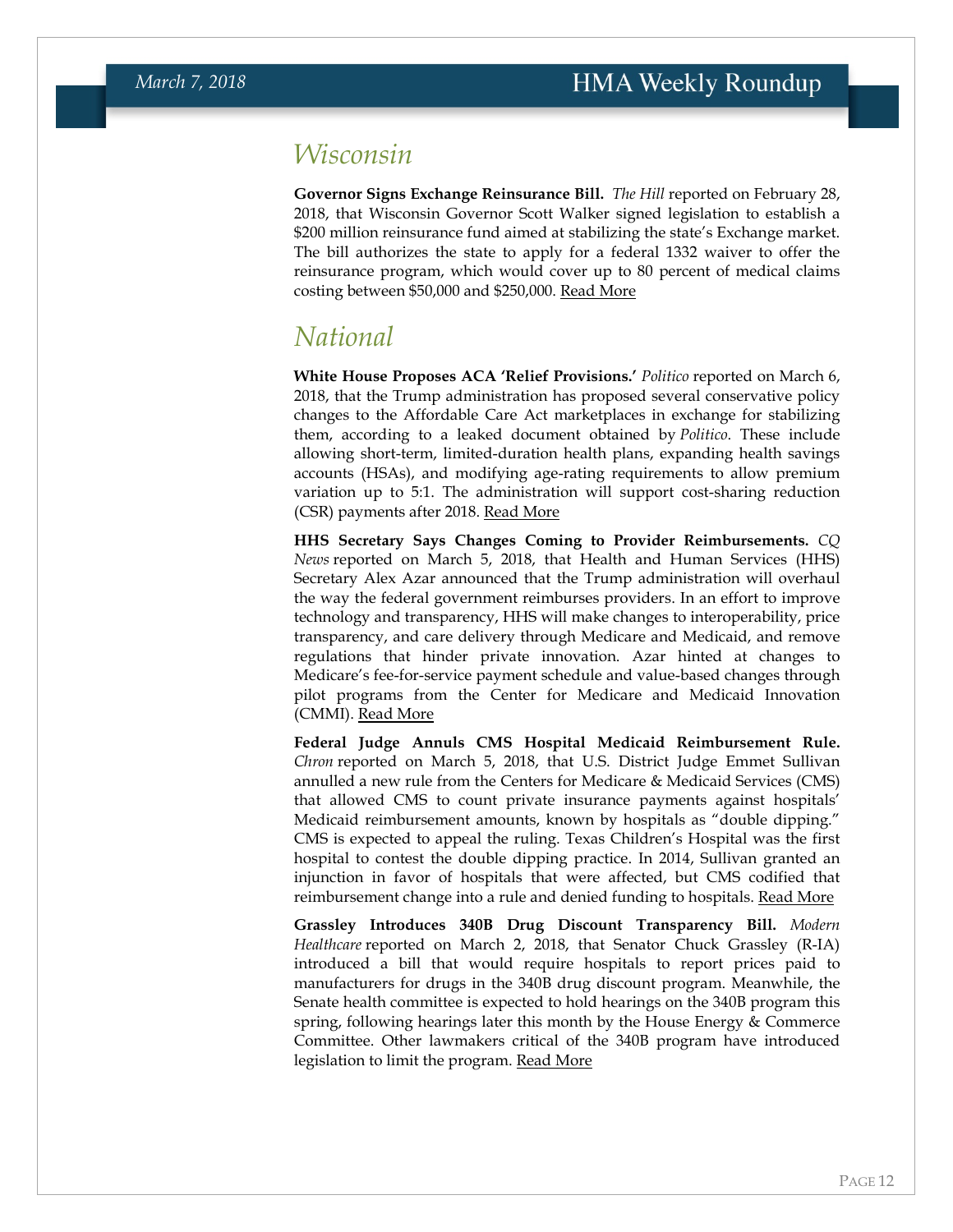## Wisconsin

**Governor Signs Exchange Reinsurance Bill.** *The Hill* reported on February 28, 2018, that Wisconsin Governor Scott Walker signed legislation to establish a $200 million reinsurance fund aimed at stabilizing the state's Exchange market. The bill authorizes the state to apply for a federal 1332 waiver to offer the reinsurance program, which would cover up to 80 percent of medical claims costing between $50,000 and $250,000. Read More

## National

**White House Proposes ACA 'Relief Provisions.'** *Politico* reported on March 6, 2018, that the Trump administration has proposed several conservative policy changes to the Affordable Care Act marketplaces in exchange for stabilizing them, according to a leaked document obtained by *Politico*. These include allowing short-term, limited-duration health plans, expanding health savings accounts (HSAs), and modifying age-rating requirements to allow premium variation up to 5:1. The administration will support cost-sharing reduction (CSR) payments after 2018. Read More

**HHS Secretary Says Changes Coming to Provider Reimbursements.** *CQ News* reported on March 5, 2018, that Health and Human Services (HHS) Secretary Alex Azar announced that the Trump administration will overhaul the way the federal government reimburses providers. In an effort to improve technology and transparency, HHS will make changes to interoperability, price transparency, and care delivery through Medicare and Medicaid, and remove regulations that hinder private innovation. Azar hinted at changes to Medicare's fee-for-service payment schedule and value-based changes through pilot programs from the Center for Medicare and Medicaid Innovation (CMMI). Read More

**Federal Judge Annuls CMS Hospital Medicaid Reimbursement Rule.** *Chron* reported on March 5, 2018, that U.S. District Judge Emmet Sullivan annulled a new rule from the Centers for Medicare & Medicaid Services (CMS) that allowed CMS to count private insurance payments against hospitals' Medicaid reimbursement amounts, known by hospitals as "double dipping." CMS is expected to appeal the ruling. Texas Children's Hospital was the first hospital to contest the double dipping practice. In 2014, Sullivan granted an injunction in favor of hospitals that were affected, but CMS codified that reimbursement change into a rule and denied funding to hospitals. Read More

**Grassley Introduces 340B Drug Discount Transparency Bill.** *Modern Healthcare* reported on March 2, 2018, that Senator Chuck Grassley (R-IA) introduced a bill that would require hospitals to report prices paid to manufacturers for drugs in the 340B drug discount program. Meanwhile, the Senate health committee is expected to hold hearings on the 340B program this spring, following hearings later this month by the House Energy & Commerce Committee. Other lawmakers critical of the 340B program have introduced legislation to limit the program. Read More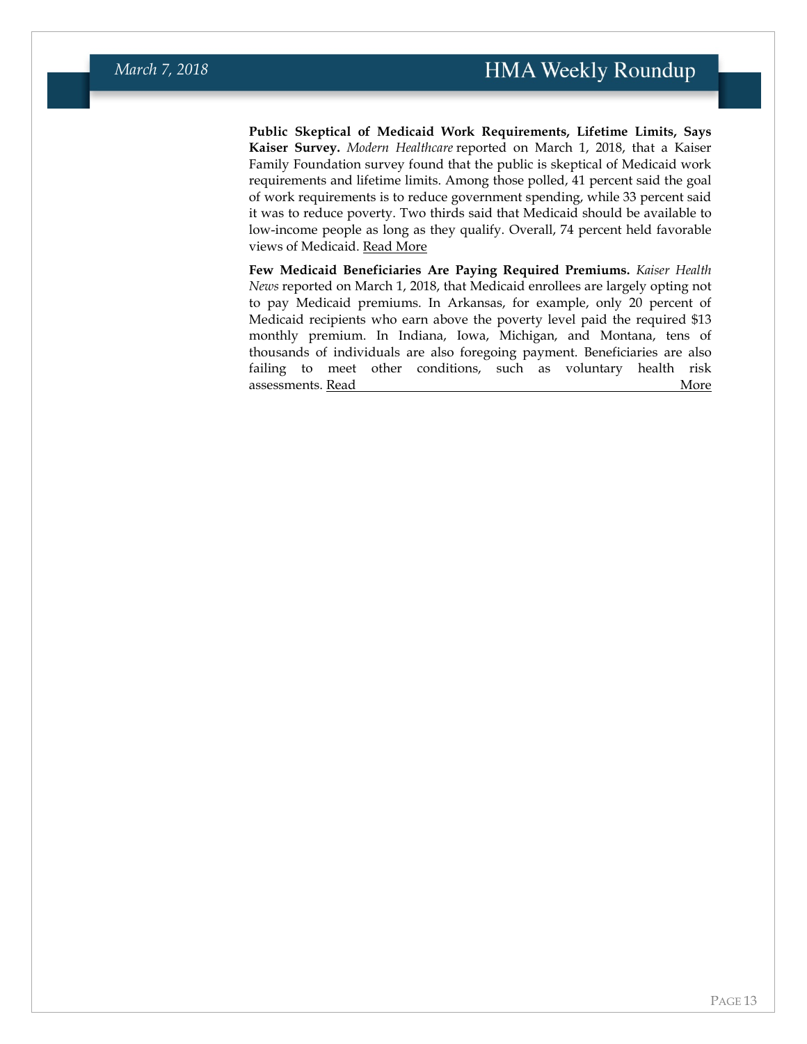**Public Skeptical of Medicaid Work Requirements, Lifetime Limits, Says Kaiser Survey.** *Modern Healthcare* reported on March 1, 2018, that a Kaiser Family Foundation survey found that the public is skeptical of Medicaid work requirements and lifetime limits. Among those polled, 41 percent said the goal of work requirements is to reduce government spending, while 33 percent said it was to reduce poverty. Two thirds said that Medicaid should be available to low-income people as long as they qualify. Overall, 74 percent held favorable views of Medicaid. Read More

**Few Medicaid Beneficiaries Are Paying Required Premiums.** *Kaiser Health News* reported on March 1, 2018, that Medicaid enrollees are largely opting not to pay Medicaid premiums. In Arkansas, for example, only 20 percent of Medicaid recipients who earn above the poverty level paid the required $13 monthly premium. In Indiana, Iowa, Michigan, and Montana, tens of thousands of individuals are also foregoing payment. Beneficiaries are also failing to meet other conditions, such as voluntary health risk assessments. Read More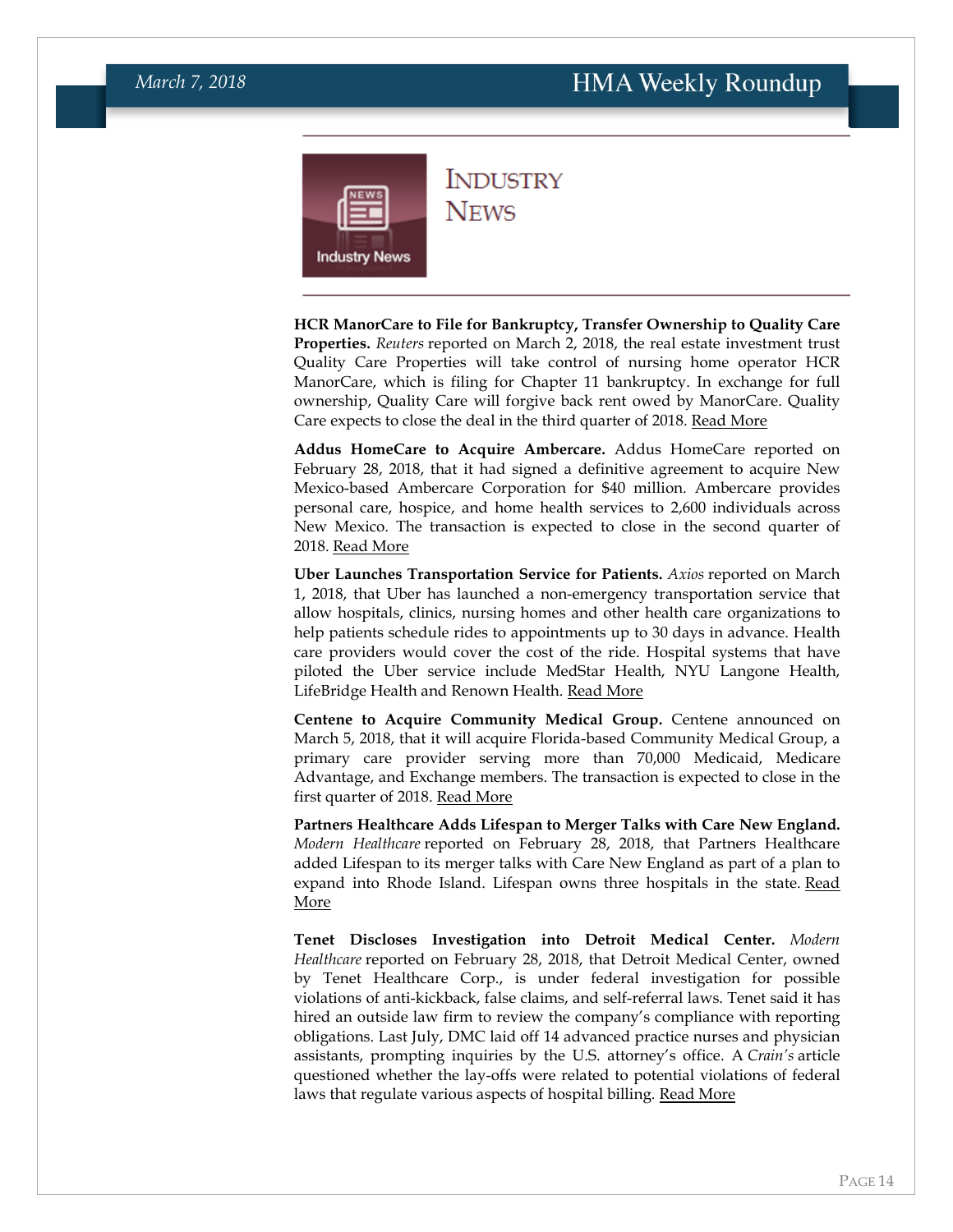# Industry News

**HCR ManorCare to File for Bankruptcy, Transfer Ownership to Quality Care Properties.** *Reuters* reported on March 2, 2018, the real estate investment trust Quality Care Properties will take control of nursing home operator HCR ManorCare, which is filing for Chapter 11 bankruptcy. In exchange for full ownership, Quality Care will forgive back rent owed by ManorCare. Quality Care expects to close the deal in the third quarter of 2018. Read More

**Addus HomeCare to Acquire Ambercare.** Addus HomeCare reported on February 28, 2018, that it had signed a definitive agreement to acquire New Mexico-based Ambercare Corporation for $40 million. Ambercare provides personal care, hospice, and home health services to 2,600 individuals across New Mexico. The transaction is expected to close in the second quarter of 2018. Read More

**Uber Launches Transportation Service for Patients.** *Axios* reported on March 1, 2018, that Uber has launched a non-emergency transportation service that allow hospitals, clinics, nursing homes and other health care organizations to help patients schedule rides to appointments up to 30 days in advance. Health care providers would cover the cost of the ride. Hospital systems that have piloted the Uber service include MedStar Health, NYU Langone Health, LifeBridge Health and Renown Health. Read More

**Centene to Acquire Community Medical Group.** Centene announced on March 5, 2018, that it will acquire Florida-based Community Medical Group, a primary care provider serving more than 70,000 Medicaid, Medicare Advantage, and Exchange members. The transaction is expected to close in the first quarter of 2018. Read More

**Partners Healthcare Adds Lifespan to Merger Talks with Care New England.** *Modern Healthcare* reported on February 28, 2018, that Partners Healthcare added Lifespan to its merger talks with Care New England as part of a plan to expand into Rhode Island. Lifespan owns three hospitals in the state. Read More

**Tenet Discloses Investigation into Detroit Medical Center.** *Modern Healthcare* reported on February 28, 2018, that Detroit Medical Center, owned by Tenet Healthcare Corp., is under federal investigation for possible violations of anti-kickback, false claims, and self-referral laws. Tenet said it has hired an outside law firm to review the company's compliance with reporting obligations. Last July, DMC laid off 14 advanced practice nurses and physician assistants, prompting inquiries by the U.S. attorney's office. A *Crain's* article questioned whether the lay-offs were related to potential violations of federal laws that regulate various aspects of hospital billing. Read More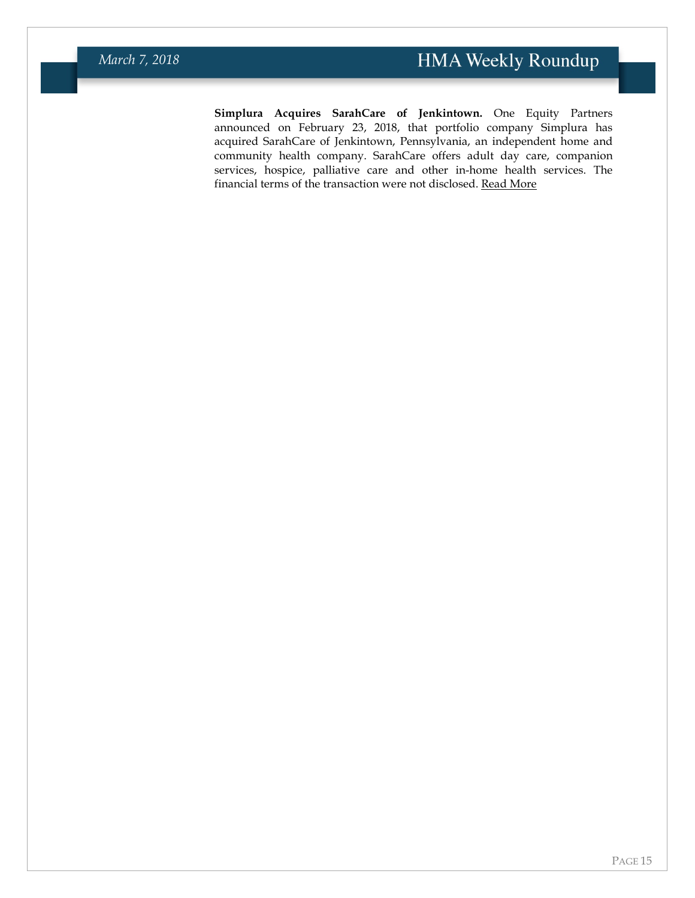**Simplura Acquires SarahCare of Jenkintown.** One Equity Partners announced on February 23, 2018, that portfolio company Simplura has acquired SarahCare of Jenkintown, Pennsylvania, an independent home and community health company. SarahCare offers adult day care, companion services, hospice, palliative care and other in-home health services. The financial terms of the transaction were not disclosed. Read More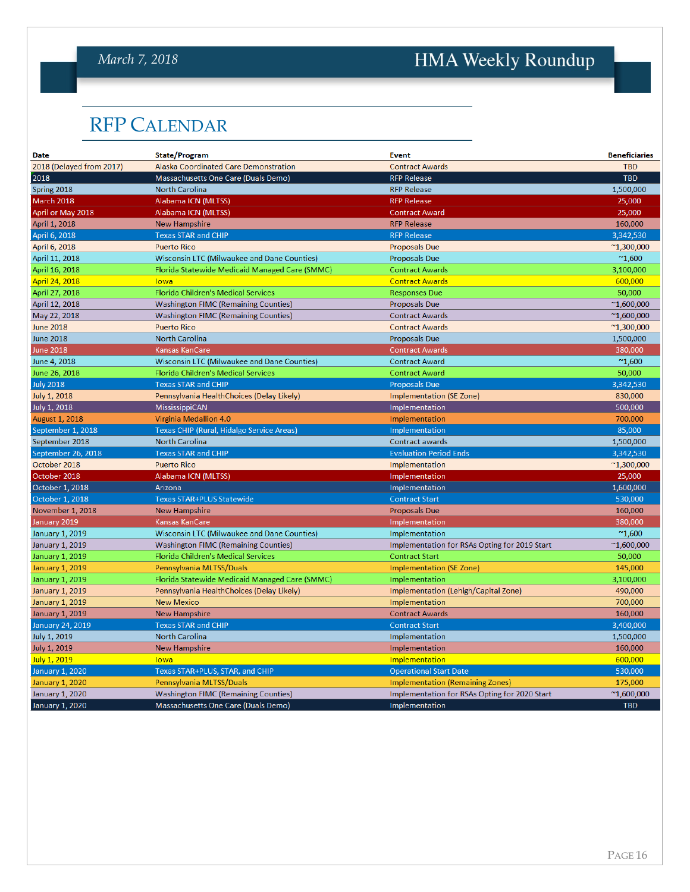# RFP Calendar

| Date | State/Program | Event | Beneficiaries |
|---|---|---|---|
| 2018 (Delayed from 2017) | Alaska Coordinated Care Demonstration | Contract Awards | TBD |
| 2018 | Massachusetts One Care (Duals Demo) | RFP Release | TBD |
| Spring 2018 | North Carolina | RFP Release | 1,500,000 |
| March 2018 | Alabama ICN (MLTSS) | RFP Release | 25,000 |
| April or May 2018 | Alabama ICN (MLTSS) | Contract Award | 25,000 |
| April 1, 2018 | New Hampshire | RFP Release | 160,000 |
| April 6, 2018 | Texas STAR and CHIP | RFP Release | 3,342,530 |
| April 6, 2018 | Puerto Rico | Proposals Due | ~1,300,000 |
| April 11, 2018 | Wisconsin LTC (Milwaukee and Dane Counties) | Proposals Due | ~1,600 |
| April 16, 2018 | Florida Statewide Medicaid Managed Care (SMMC) | Contract Awards | 3,100,000 |
| April 24, 2018 | Iowa | Contract Awards | 600,000 |
| April 27, 2018 | Florida Children's Medical Services | Responses Due | 50,000 |
| April 12, 2018 | Washington FIMC (Remaining Counties) | Proposals Due | ~1,600,000 |
| May 22, 2018 | Washington FIMC (Remaining Counties) | Contract Awards | ~1,600,000 |
| June 2018 | Puerto Rico | Contract Awards | ~1,300,000 |
| June 2018 | North Carolina | Proposals Due | 1,500,000 |
| June 2018 | Kansas KanCare | Contract Awards | 380,000 |
| June 4, 2018 | Wisconsin LTC (Milwaukee and Dane Counties) | Contract Award | ~1,600 |
| June 26, 2018 | Florida Children's Medical Services | Contract Award | 50,000 |
| July 2018 | Texas STAR and CHIP | Proposals Due | 3,342,530 |
| July 1, 2018 | Pennsylvania HealthChoices (Delay Likely) | Implementation (SE Zone) | 830,000 |
| July 1, 2018 | MississippiCAN | Implementation | 500,000 |
| August 1, 2018 | Virginia Medallion 4.0 | Implementation | 700,000 |
| September 1, 2018 | Texas CHIP (Rural, Hidalgo Service Areas) | Implementation | 85,000 |
| September 2018 | North Carolina | Contract awards | 1,500,000 |
| September 26, 2018 | Texas STAR and CHIP | Evaluation Period Ends | 3,342,530 |
| October 2018 | Puerto Rico | Implementation | ~1,300,000 |
| October 2018 | Alabama ICN (MLTSS) | Implementation | 25,000 |
| October 1, 2018 | Arizona | Implementation | 1,600,000 |
| October 1, 2018 | Texas STAR+PLUS Statewide | Contract Start | 530,000 |
| November 1, 2018 | New Hampshire | Proposals Due | 160,000 |
| January 2019 | Kansas KanCare | Implementation | 380,000 |
| January 1, 2019 | Wisconsin LTC (Milwaukee and Dane Counties) | Implementation | ~1,600 |
| January 1, 2019 | Washington FIMC (Remaining Counties) | Implementation for RSAs Opting for 2019 Start | ~1,600,000 |
| January 1, 2019 | Florida Children's Medical Services | Contract Start | 50,000 |
| January 1, 2019 | Pennsylvania MLTSS/Duals | Implementation (SE Zone) | 145,000 |
| January 1, 2019 | Florida Statewide Medicaid Managed Care (SMMC) | Implementation | 3,100,000 |
| January 1, 2019 | Pennsylvania HealthChoices (Delay Likely) | Implementation (Lehigh/Capital Zone) | 490,000 |
| January 1, 2019 | New Mexico | Implementation | 700,000 |
| January 1, 2019 | New Hampshire | Contract Awards | 160,000 |
| January 24, 2019 | Texas STAR and CHIP | Contract Start | 3,400,000 |
| July 1, 2019 | North Carolina | Implementation | 1,500,000 |
| July 1, 2019 | New Hampshire | Implementation | 160,000 |
| July 1, 2019 | Iowa | Implementation | 600,000 |
| January 1, 2020 | Texas STAR+PLUS, STAR, and CHIP | Operational Start Date | 530,000 |
| January 1, 2020 | Pennsylvania MLTSS/Duals | Implementation (Remaining Zones) | 175,000 |
| January 1, 2020 | Washington FIMC (Remaining Counties) | Implementation for RSAs Opting for 2020 Start | ~1,600,000 |
| January 1, 2020 | Massachusetts One Care (Duals Demo) | Implementation | TBD |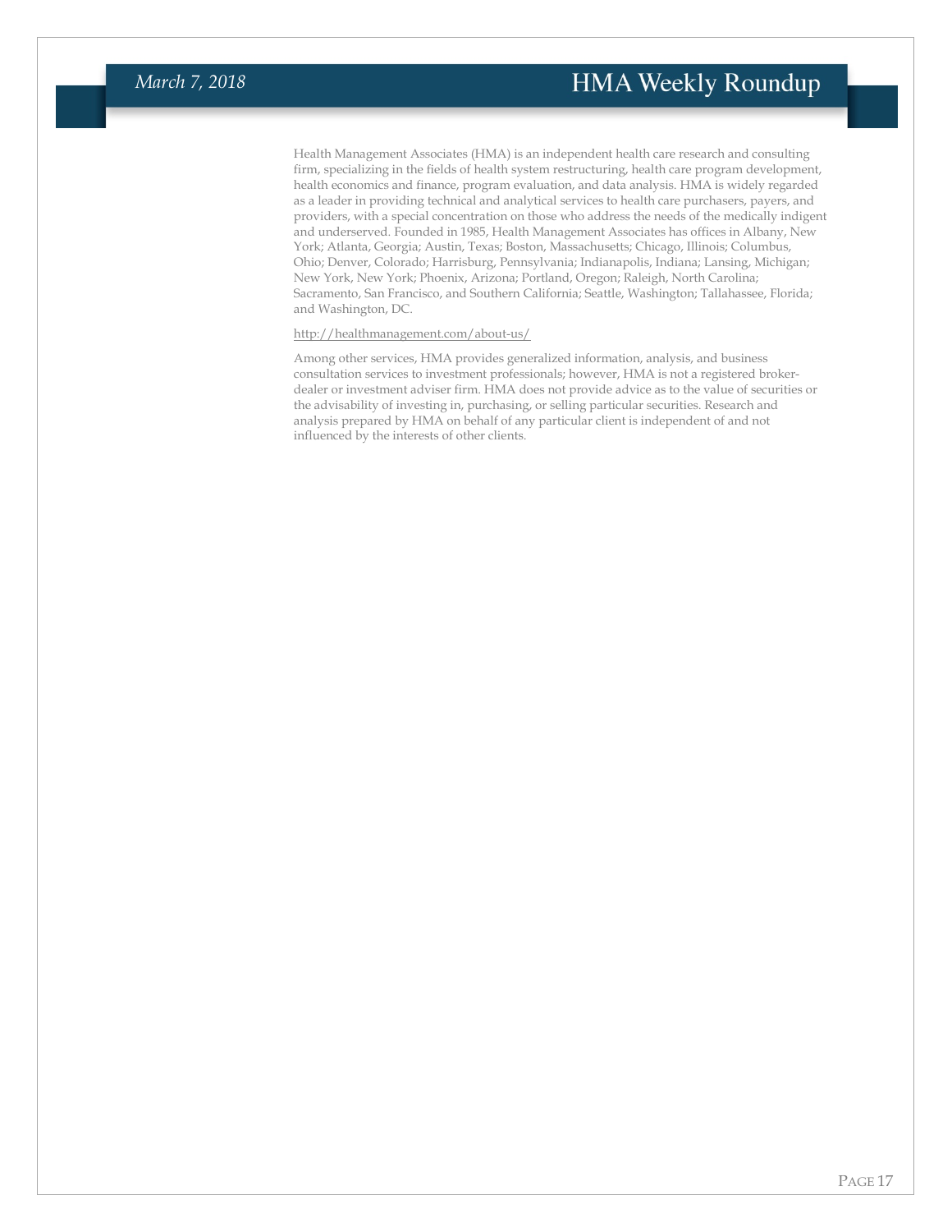Health Management Associates (HMA) is an independent health care research and consulting firm, specializing in the fields of health system restructuring, health care program development, health economics and finance, program evaluation, and data analysis. HMA is widely regarded as a leader in providing technical and analytical services to health care purchasers, payers, and providers, with a special concentration on those who address the needs of the medically indigent and underserved. Founded in 1985, Health Management Associates has offices in Albany, New York; Atlanta, Georgia; Austin, Texas; Boston, Massachusetts; Chicago, Illinois; Columbus, Ohio; Denver, Colorado; Harrisburg, Pennsylvania; Indianapolis, Indiana; Lansing, Michigan; New York, New York; Phoenix, Arizona; Portland, Oregon; Raleigh, North Carolina; Sacramento, San Francisco, and Southern California; Seattle, Washington; Tallahassee, Florida; and Washington, DC.

http://healthmanagement.com/about-us/

Among other services, HMA provides generalized information, analysis, and business consultation services to investment professionals; however, HMA is not a registered broker-dealer or investment adviser firm. HMA does not provide advice as to the value of securities or the advisability of investing in, purchasing, or selling particular securities. Research and analysis prepared by HMA on behalf of any particular client is independent of and not influenced by the interests of other clients.